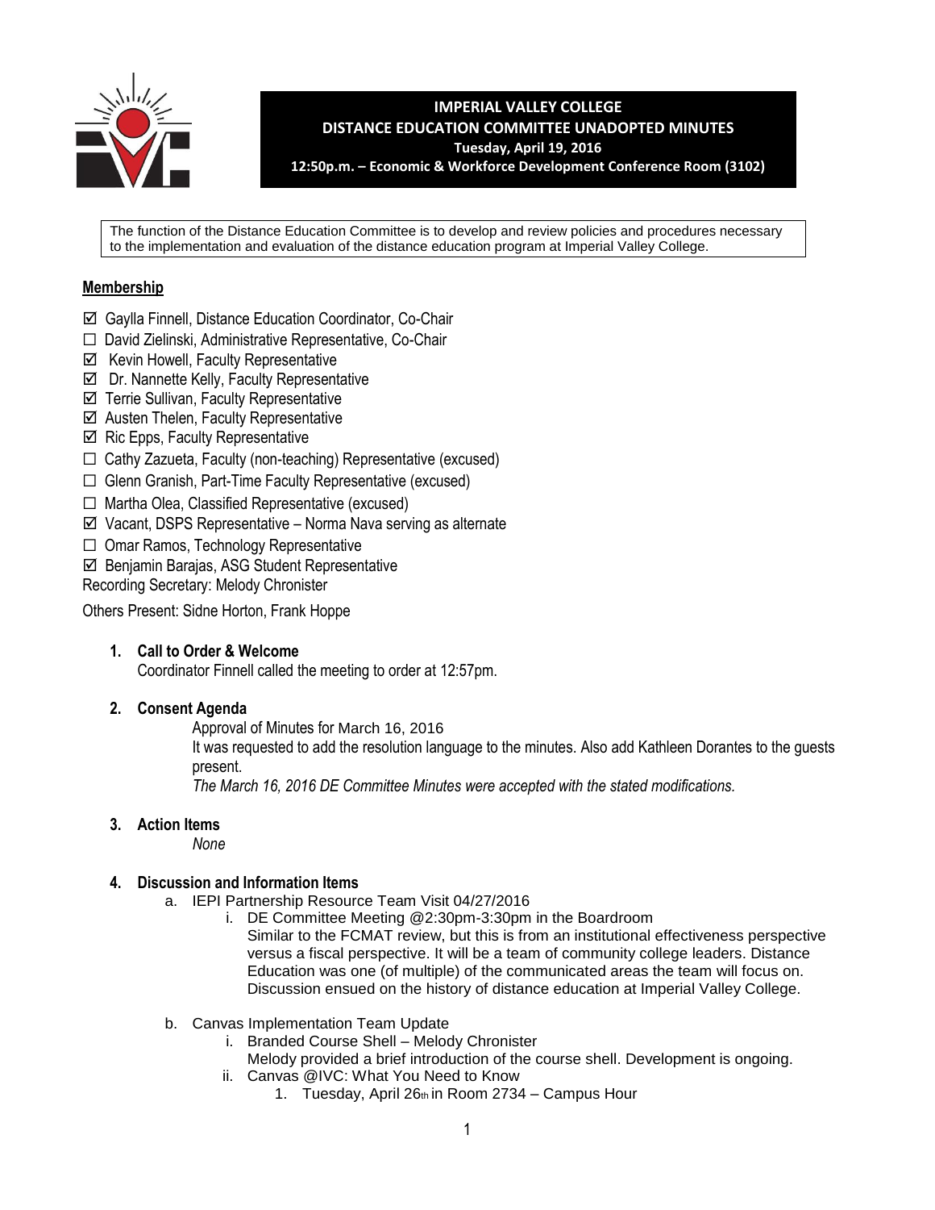# IMPERIAL VALLEY COLLEGE
## DISTANCE EDUCATION COMMITTEE UNADOPTED MINUTES
**Tuesday, April 19, 2016**
**12:50p.m. – Economic & Workforce Development Conference Room (3102)**

The function of the Distance Education Committee is to develop and review policies and procedures necessary to the implementation and evaluation of the distance education program at Imperial Valley College.

**Membership**

- ☑ Gaylla Finnell, Distance Education Coordinator, Co-Chair
- ☐ David Zielinski, Administrative Representative, Co-Chair
- ☑ Kevin Howell, Faculty Representative
- ☑ Dr. Nannette Kelly, Faculty Representative
- ☑ Terrie Sullivan, Faculty Representative
- ☑ Austen Thelen, Faculty Representative
- ☑ Ric Epps, Faculty Representative
- ☐ Cathy Zazueta, Faculty (non-teaching) Representative (excused)
- ☐ Glenn Granish, Part-Time Faculty Representative (excused)
- ☐ Martha Olea, Classified Representative (excused)
- ☑ Vacant, DSPS Representative – Norma Nava serving as alternate
- ☐ Omar Ramos, Technology Representative
- ☑ Benjamin Barajas, ASG Student Representative

Recording Secretary: Melody Chronister

Others Present: Sidne Horton, Frank Hoppe

1. **Call to Order & Welcome**
   Coordinator Finnell called the meeting to order at 12:57pm.

2. **Consent Agenda**
   Approval of Minutes for March 16, 2016
   It was requested to add the resolution language to the minutes. Also add Kathleen Dorantes to the guests present.
   *The March 16, 2016 DE Committee Minutes were accepted with the stated modifications.*

3. **Action Items**
   *None*

4. **Discussion and Information Items**
   a. IEPI Partnership Resource Team Visit 04/27/2016
      i. DE Committee Meeting @2:30pm-3:30pm in the Boardroom
         Similar to the FCMAT review, but this is from an institutional effectiveness perspective versus a fiscal perspective. It will be a team of community college leaders. Distance Education was one (of multiple) of the communicated areas the team will focus on. Discussion ensued on the history of distance education at Imperial Valley College.

   b. Canvas Implementation Team Update
      i. Branded Course Shell – Melody Chronister
         Melody provided a brief introduction of the course shell. Development is ongoing.
      ii. Canvas @IVC: What You Need to Know
         1. Tuesday, April 26th in Room 2734 – Campus Hour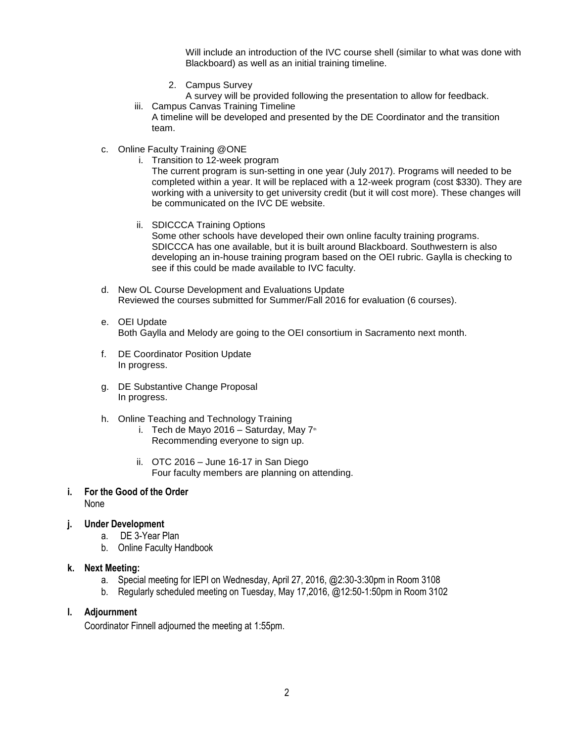Will include an introduction of the IVC course shell (similar to what was done with Blackboard) as well as an initial training timeline.

2. Campus Survey
   A survey will be provided following the presentation to allow for feedback.

iii. Campus Canvas Training Timeline
   A timeline will be developed and presented by the DE Coordinator and the transition team.

c. Online Faculty Training @ONE

   i. Transition to 12-week program
      The current program is sun-setting in one year (July 2017). Programs will needed to be completed within a year. It will be replaced with a 12-week program (cost $330). They are working with a university to get university credit (but it will cost more). These changes will be communicated on the IVC DE website.

   ii. SDICCCA Training Options
      Some other schools have developed their own online faculty training programs. SDICCCA has one available, but it is built around Blackboard. Southwestern is also developing an in-house training program based on the OEI rubric. Gaylla is checking to see if this could be made available to IVC faculty.

d. New OL Course Development and Evaluations Update
   Reviewed the courses submitted for Summer/Fall 2016 for evaluation (6 courses).

e. OEI Update
   Both Gaylla and Melody are going to the OEI consortium in Sacramento next month.

f. DE Coordinator Position Update
   In progress.

g. DE Substantive Change Proposal
   In progress.

h. Online Teaching and Technology Training

   i. Tech de Mayo 2016 – Saturday, May 7th
      Recommending everyone to sign up.

   ii. OTC 2016 – June 16-17 in San Diego
      Four faculty members are planning on attending.

**i. For the Good of the Order**

None

**j. Under Development**

a. DE 3-Year Plan
b. Online Faculty Handbook

**k. Next Meeting:**

a. Special meeting for IEPI on Wednesday, April 27, 2016, @2:30-3:30pm in Room 3108
b. Regularly scheduled meeting on Tuesday, May 17,2016, @12:50-1:50pm in Room 3102

**l. Adjournment**

Coordinator Finnell adjourned the meeting at 1:55pm.